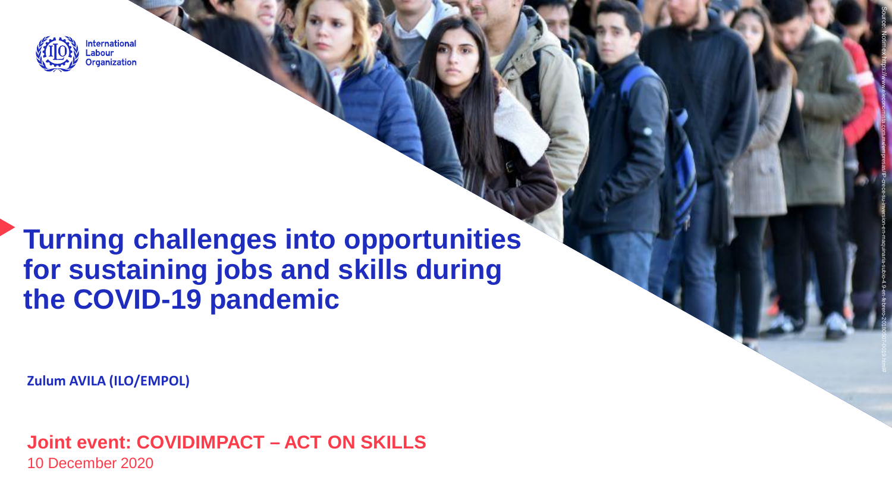International Labour Organization

# Turning challenges into opportunities for sustaining jobs and skills during the COVID-19 pandemic

**Zulum AVILA (ILO/EMPOL)**

**Joint event: COVIDIMPACT – ACT ON SKILLS**

10 December 2020

Source: Notimex https://www.eleconomista.com.mx/empresas/IP-crece-su-inversion-en-maquinaria-subio-4.9-en-febrero-20180507-0019.html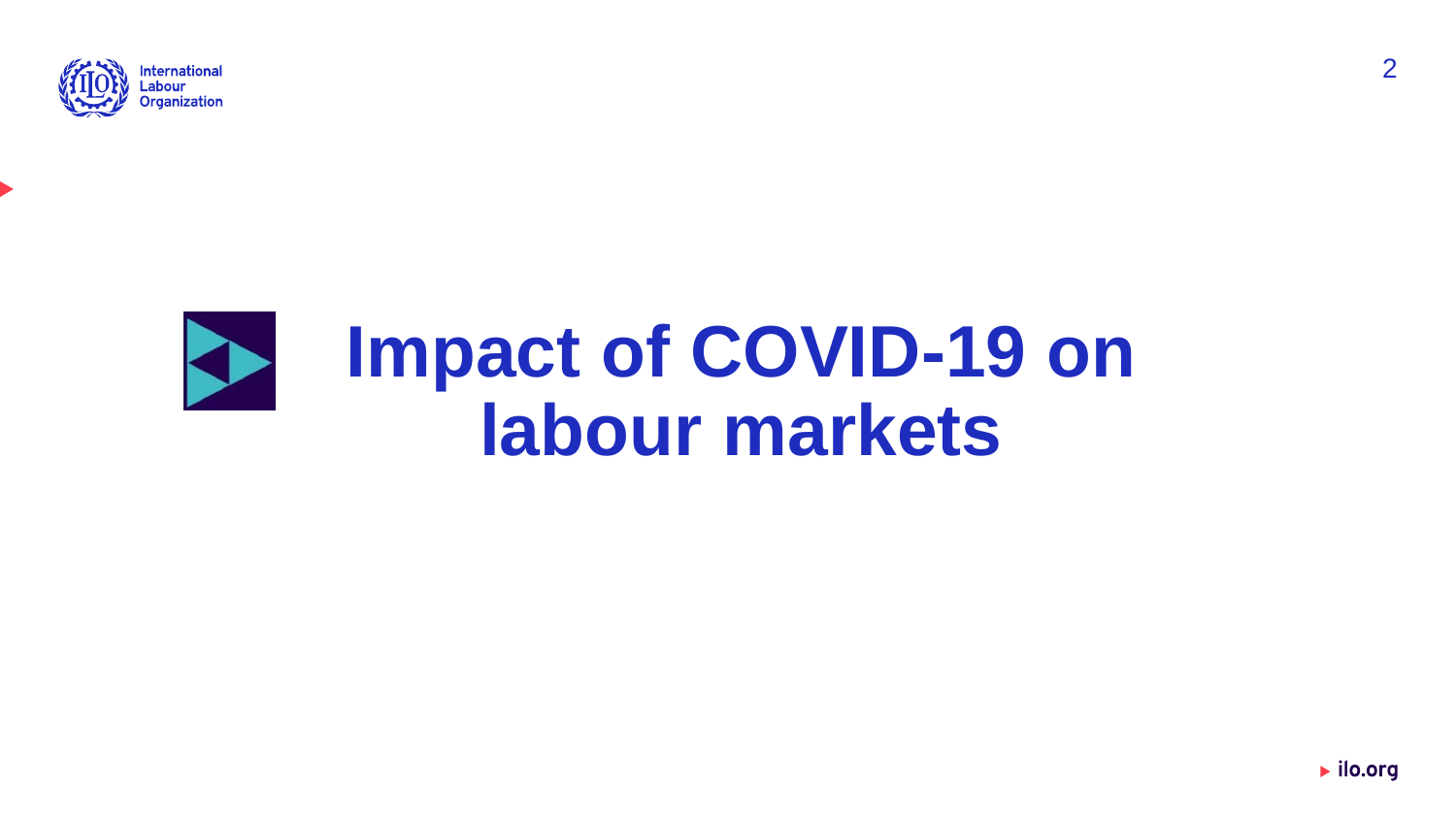# Impact of COVID-19 on labour markets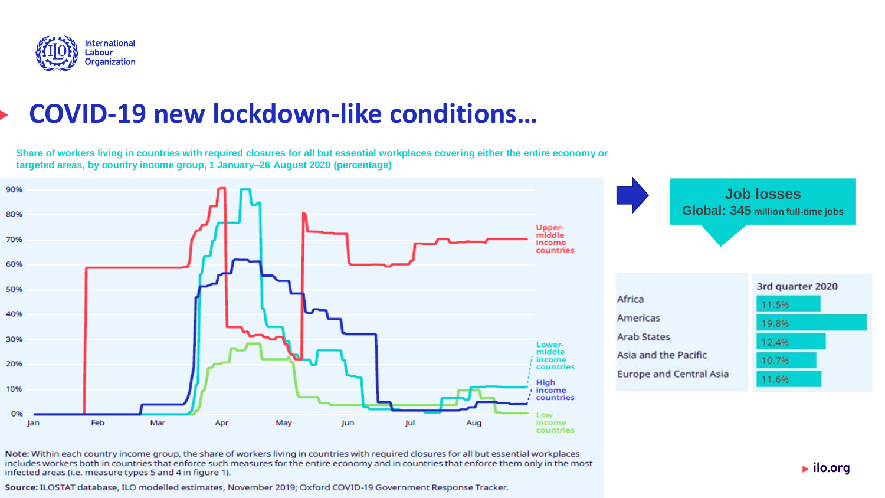# COVID-19 new lockdown-like conditions…

**Share of workers living in countries with required closures for all but essential workplaces covering either the entire economy or targeted areas, by country income group, 1 January–26 August 2020 (percentage)**

Upper-middle income countries

Lower-middle income countries

High income countries

Low income countries

**Note:** Within each country income group, the share of workers living in countries with required closures for all but essential workplaces includes workers both in countries that enforce such measures for the entire economy and in countries that enforce them only in the most infected areas (i.e. measure types 5 and 4 in figure 1).

**Source:** ILOSTAT database, ILO modelled estimates, November 2019; Oxford COVID-19 Government Response Tracker.

**Job losses**
**Global: 345 million full-time jobs**

| | 3rd quarter 2020 |
|---|---|
| Africa | 11.5% |
| Americas | 19.8% |
| Arab States | 12.4% |
| Asia and the Pacific | 10.7% |
| Europe and Central Asia | 11.6% |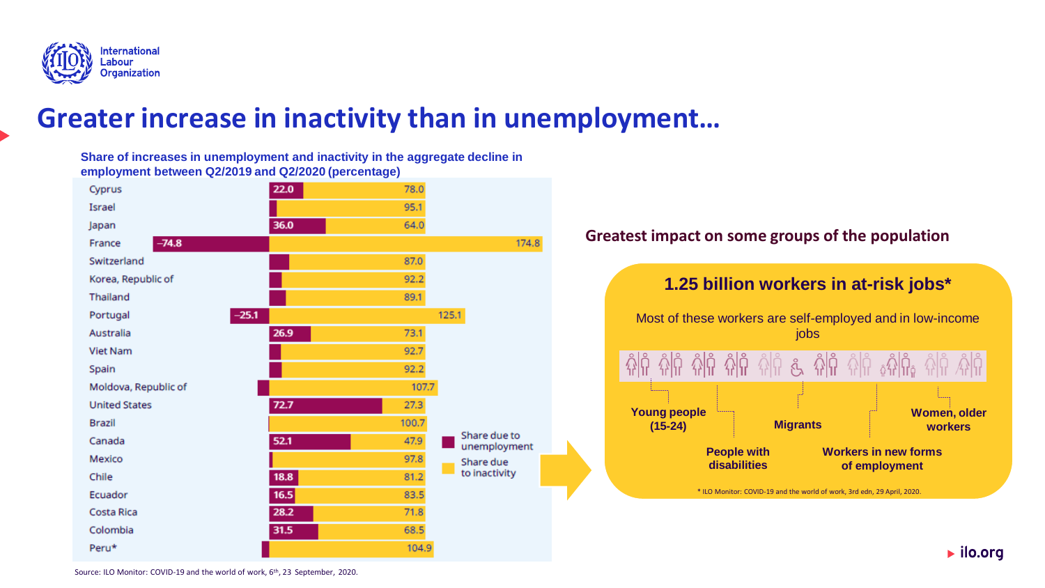# Greater increase in inactivity than in unemployment…

**Share of increases in unemployment and inactivity in the aggregate decline in employment between Q2/2019 and Q2/2020 (percentage)**

| Country | Share due to unemployment | Share due to inactivity |
|---|---|---|
| Cyprus | 22.0 | 78.0 |
| Israel | | 95.1 |
| Japan | 36.0 | 64.0 |
| France | −74.8 | 174.8 |
| Switzerland | | 87.0 |
| Korea, Republic of | | 92.2 |
| Thailand | | 89.1 |
| Portugal | −25.1 | 125.1 |
| Australia | 26.9 | 73.1 |
| Viet Nam | | 92.7 |
| Spain | | 92.2 |
| Moldova, Republic of | | 107.7 |
| United States | 72.7 | 27.3 |
| Brazil | | 100.7 |
| Canada | 52.1 | 47.9 |
| Mexico | | 97.8 |
| Chile | 18.8 | 81.2 |
| Ecuador | 16.5 | 83.5 |
| Costa Rica | 28.2 | 71.8 |
| Colombia | 31.5 | 68.5 |
| Peru* | | 104.9 |

Source: ILO Monitor: COVID-19 and the world of work, 6th, 23 September, 2020.

## Greatest impact on some groups of the population

**1.25 billion workers in at-risk jobs***

Most of these workers are self-employed and in low-income jobs

- **Young people (15-24)**
- **People with disabilities**
- **Migrants**
- **Workers in new forms of employment**
- **Women, older workers**

\* ILO Monitor: COVID-19 and the world of work, 3rd edn, 29 April, 2020.

ilo.org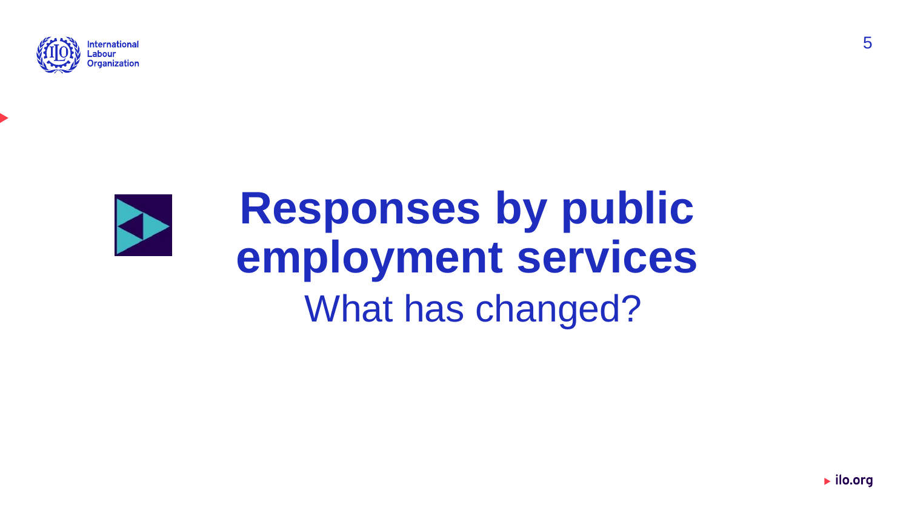# Responses by public employment services

What has changed?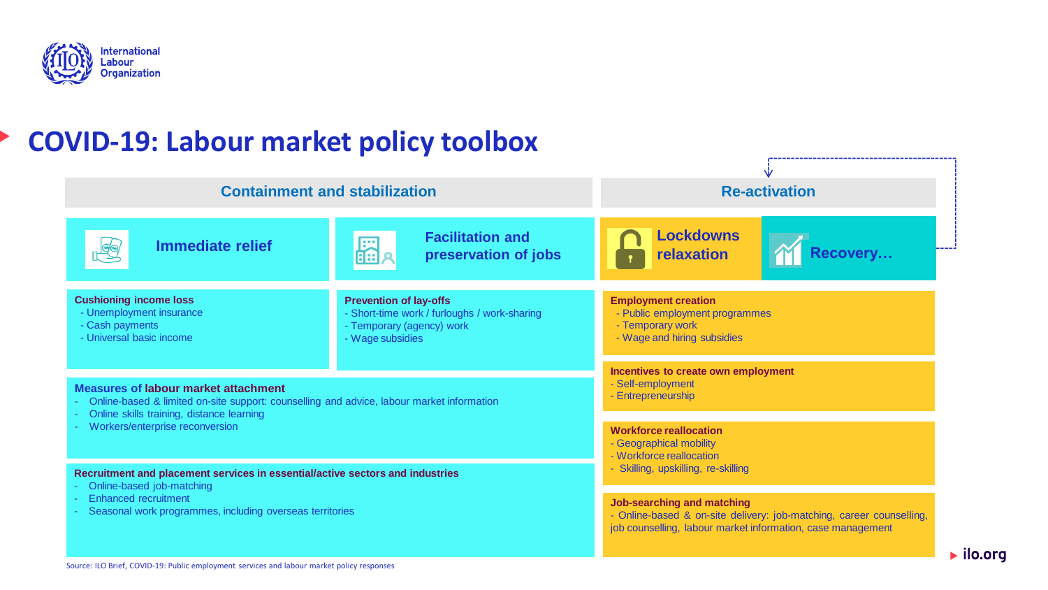# COVID-19: Labour market policy toolbox

## Containment and stabilization

### Immediate relief

**Cushioning income loss**
- Unemployment insurance
- Cash payments
- Universal basic income

### Facilitation and preservation of jobs

**Prevention of lay-offs**
- Short-time work / furloughs / work-sharing
- Temporary (agency) work
- Wage subsidies

**Measures of labour market attachment**
- Online-based & limited on-site support: counselling and advice, labour market information
- Online skills training, distance learning
- Workers/enterprise reconversion

**Recruitment and placement services in essential/active sectors and industries**
- Online-based job-matching
- Enhanced recruitment
- Seasonal work programmes, including overseas territories

## Re-activation

### Lockdowns relaxation

### Recovery…

**Employment creation**
- Public employment programmes
- Temporary work
- Wage and hiring subsidies

**Incentives to create own employment**
- Self-employment
- Entrepreneurship

**Workforce reallocation**
- Geographical mobility
- Workforce reallocation
- Skilling, upskilling, re-skilling

**Job-searching and matching**
- Online-based & on-site delivery: job-matching, career counselling, job counselling, labour market information, case management

Source: ILO Brief, COVID-19: Public employment services and labour market policy responses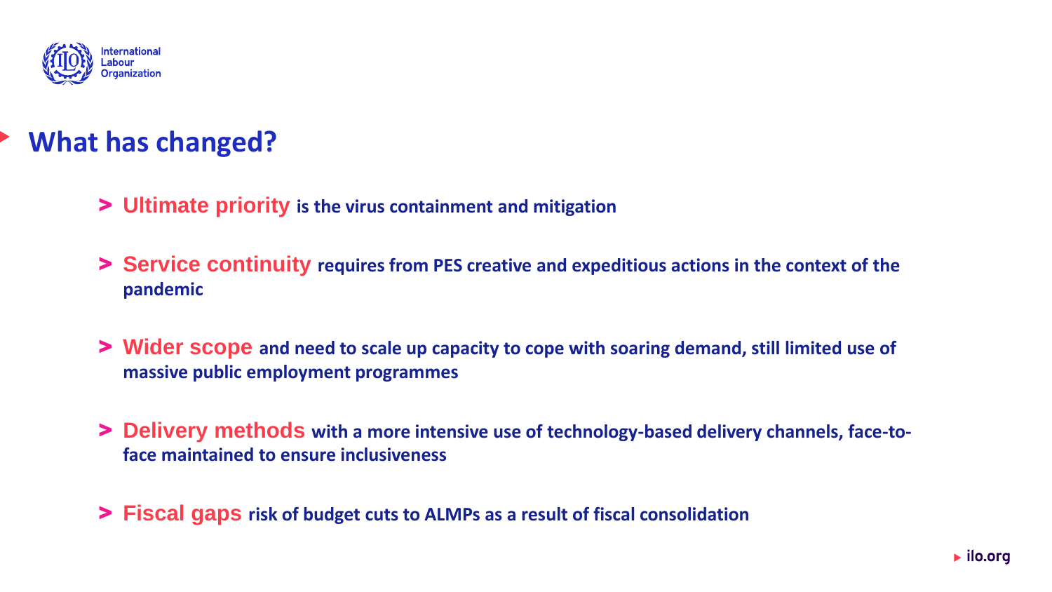# What has changed?

- **Ultimate priority** is the virus containment and mitigation
- **Service continuity** requires from PES creative and expeditious actions in the context of the pandemic
- **Wider scope** and need to scale up capacity to cope with soaring demand, still limited use of massive public employment programmes
- **Delivery methods** with a more intensive use of technology-based delivery channels, face-to-face maintained to ensure inclusiveness
- **Fiscal gaps** risk of budget cuts to ALMPs as a result of fiscal consolidation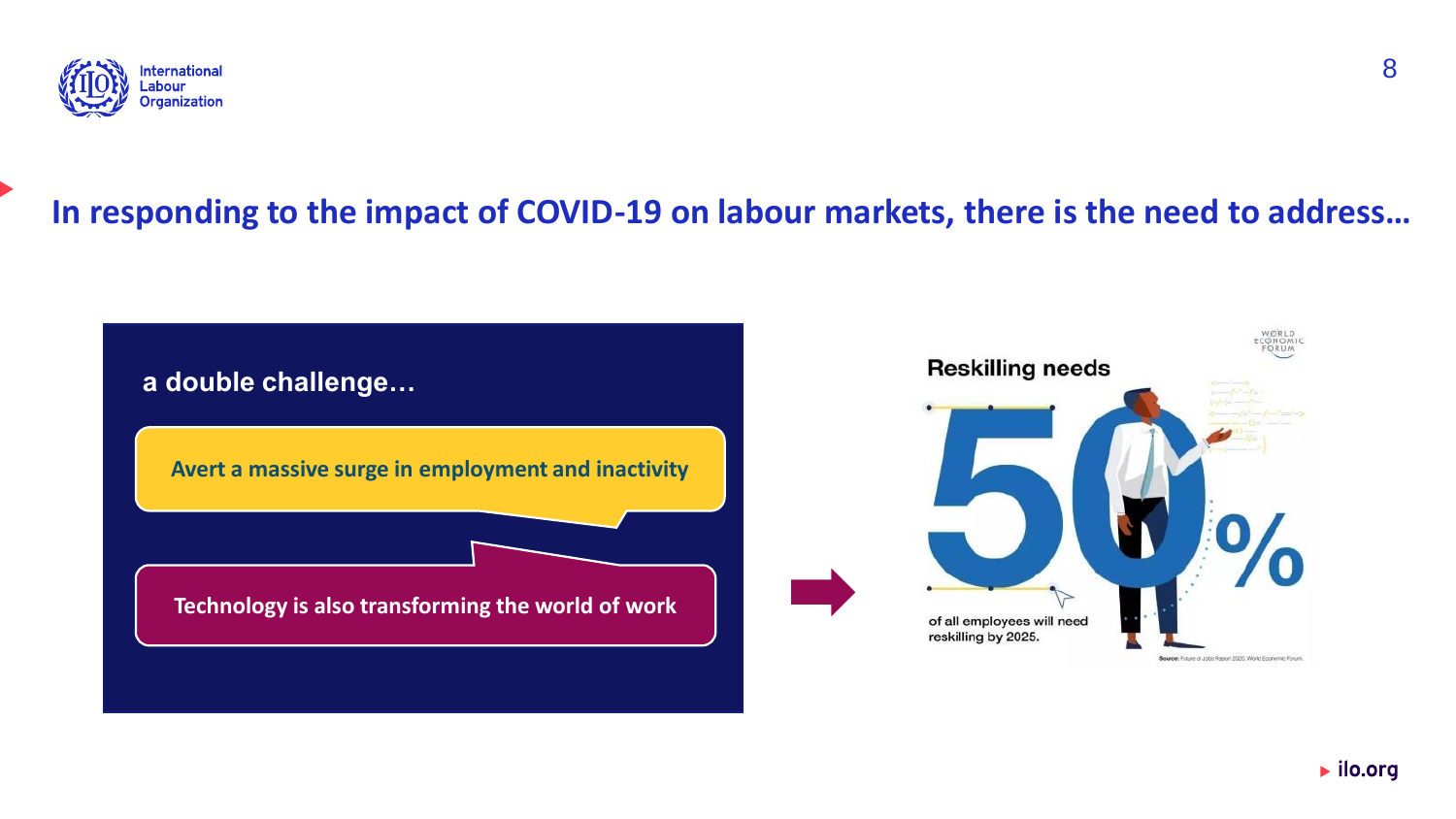## In responding to the impact of COVID-19 on labour markets, there is the need to address…

**a double challenge…**

**Avert a massive surge in employment and inactivity**

**Technology is also transforming the world of work**

**Reskilling needs**

**50%**

of all employees will need reskilling by 2025.

Source: Future of Jobs Report 2020, World Economic Forum.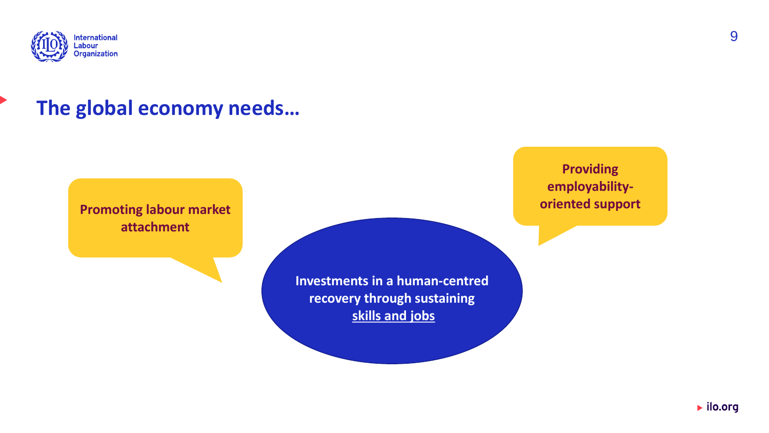## The global economy needs…

Promoting labour market attachment

Providing employability-oriented support

Investments in a human-centred recovery through sustaining skills and jobs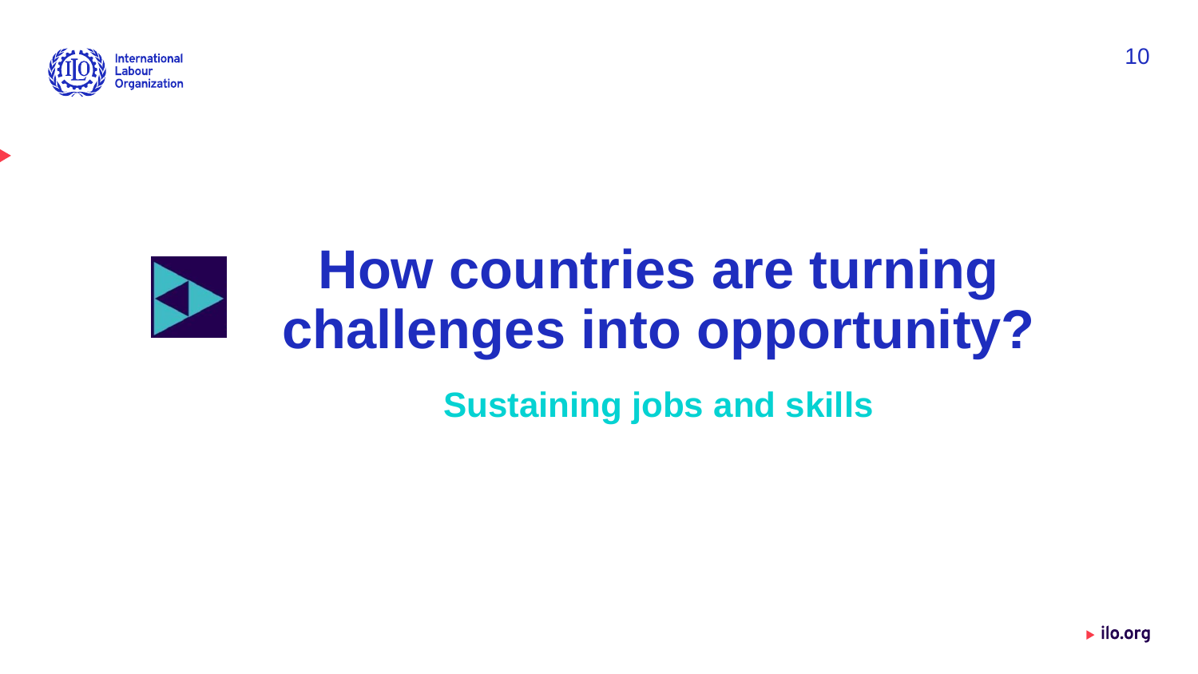# How countries are turning challenges into opportunity?

## Sustaining jobs and skills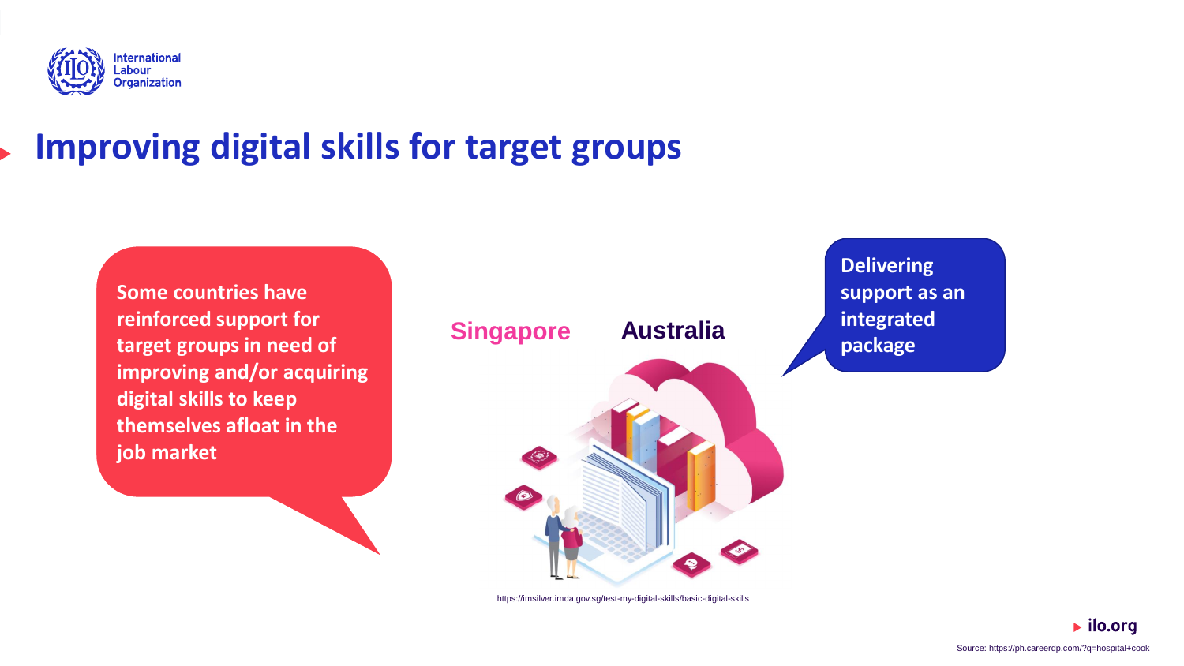# Improving digital skills for target groups

Some countries have reinforced support for target groups in need of improving and/or acquiring digital skills to keep themselves afloat in the job market

Singapore

Australia

Delivering support as an integrated package

https://imsilver.imda.gov.sg/test-my-digital-skills/basic-digital-skills

Source: https://ph.careerdp.com/?q=hospital+cook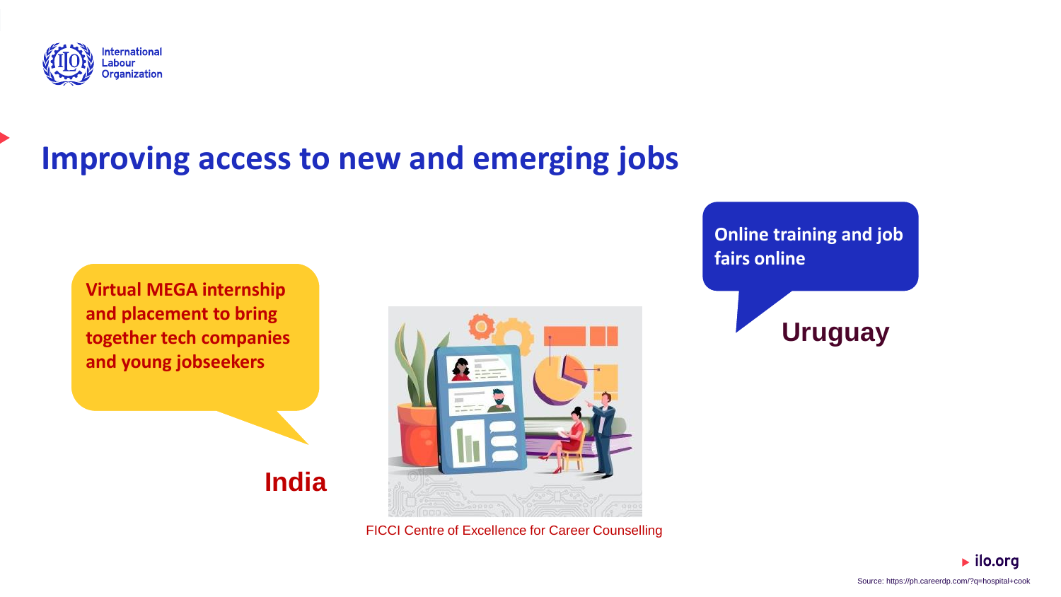# Improving access to new and emerging jobs

**Virtual MEGA internship and placement to bring together tech companies and young jobseekers**

**India**

FICCI Centre of Excellence for Career Counselling

**Online training and job fairs online**

**Uruguay**

Source: https://ph.careerdp.com/?q=hospital+cook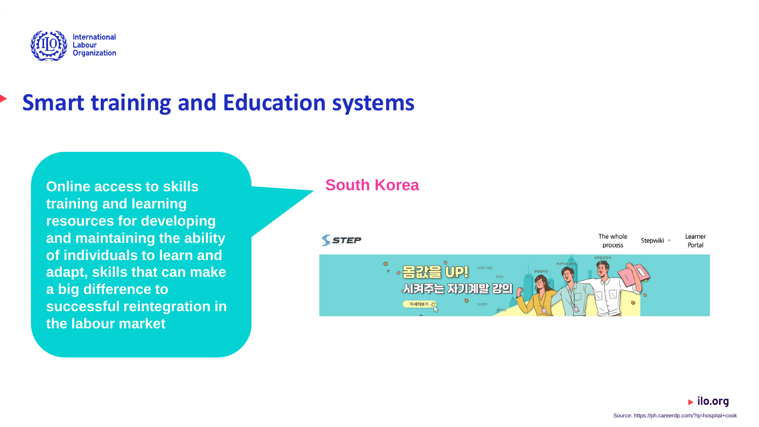# Smart training and Education systems

**Online access to skills training and learning resources for developing and maintaining the ability of individuals to learn and adapt, skills that can make a big difference to successful reintegration in the labour market**

**South Korea**

STEP

The whole process | Stepwiki | Learner Portal

몸값을 UP! 시켜주는 자기계발 강의

자세히보기

Source: https://ph.careerdp.com/?q=hospital+cook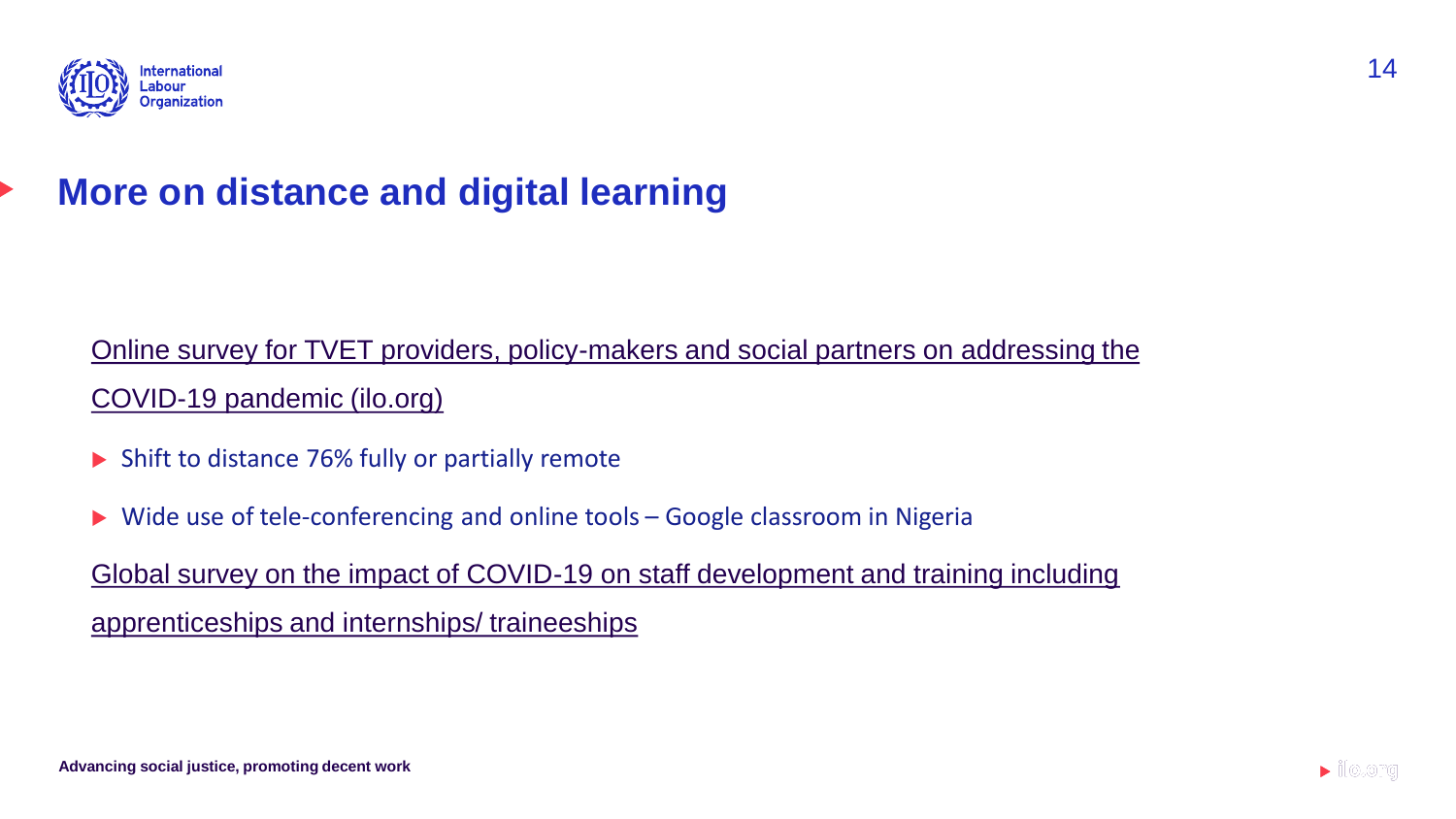## More on distance and digital learning

Online survey for TVET providers, policy-makers and social partners on addressing the COVID-19 pandemic (ilo.org)

- Shift to distance 76% fully or partially remote
- Wide use of tele-conferencing and online tools – Google classroom in Nigeria

Global survey on the impact of COVID-19 on staff development and training including apprenticeships and internships/ traineeships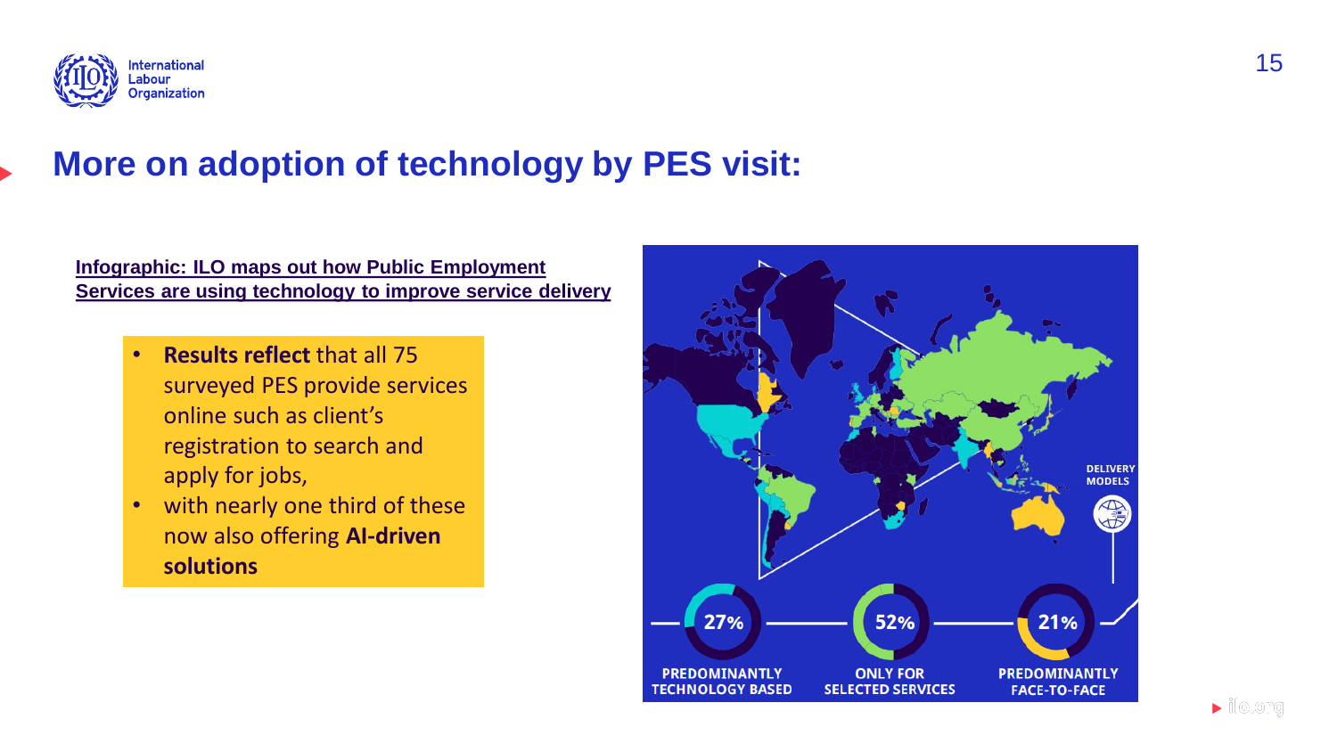# More on adoption of technology by PES visit:

[Infographic: ILO maps out how Public Employment Services are using technology to improve service delivery]

- **Results reflect** that all 75 surveyed PES provide services online such as client's registration to search and apply for jobs,
- with nearly one third of these now also offering **AI-driven solutions**

DELIVERY MODELS

27% PREDOMINANTLY TECHNOLOGY BASED

52% ONLY FOR SELECTED SERVICES

21% PREDOMINANTLY FACE-TO-FACE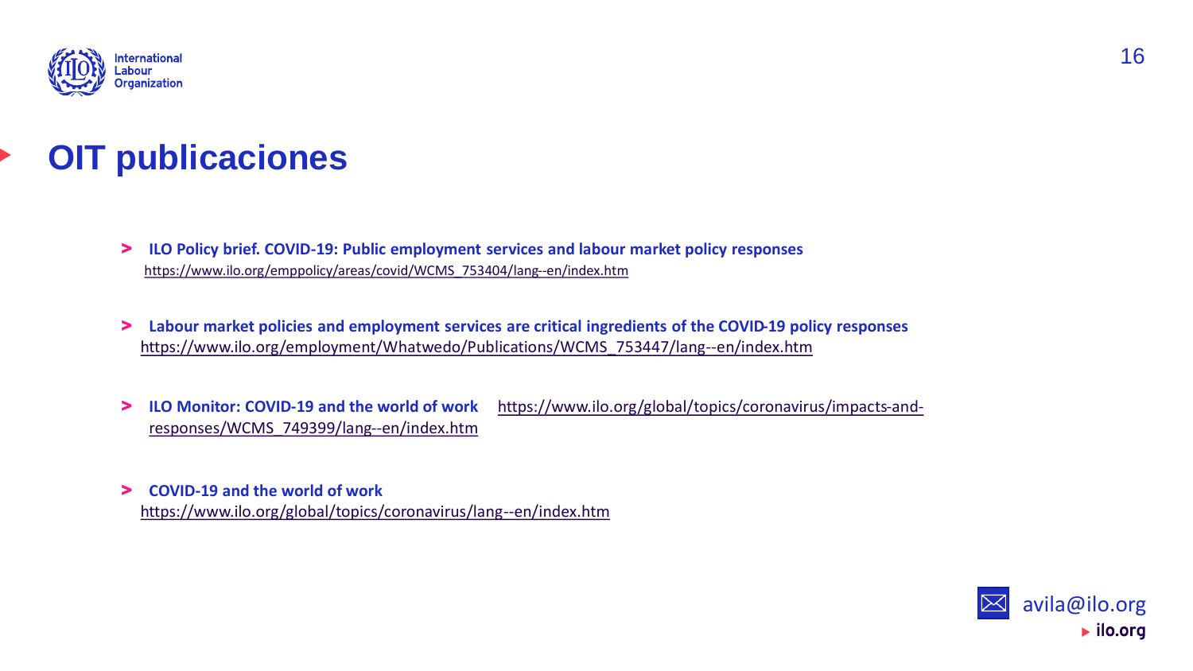# OIT publicaciones

- **ILO Policy brief. COVID-19: Public employment services and labour market policy responses**
  https://www.ilo.org/emppolicy/areas/covid/WCMS_753404/lang--en/index.htm

- **Labour market policies and employment services are critical ingredients of the COVID-19 policy responses**
  https://www.ilo.org/employment/Whatwedo/Publications/WCMS_753447/lang--en/index.htm

- **ILO Monitor: COVID-19 and the world of work** https://www.ilo.org/global/topics/coronavirus/impacts-and-responses/WCMS_749399/lang--en/index.htm

- **COVID-19 and the world of work**
  https://www.ilo.org/global/topics/coronavirus/lang--en/index.htm

avila@ilo.org

ilo.org